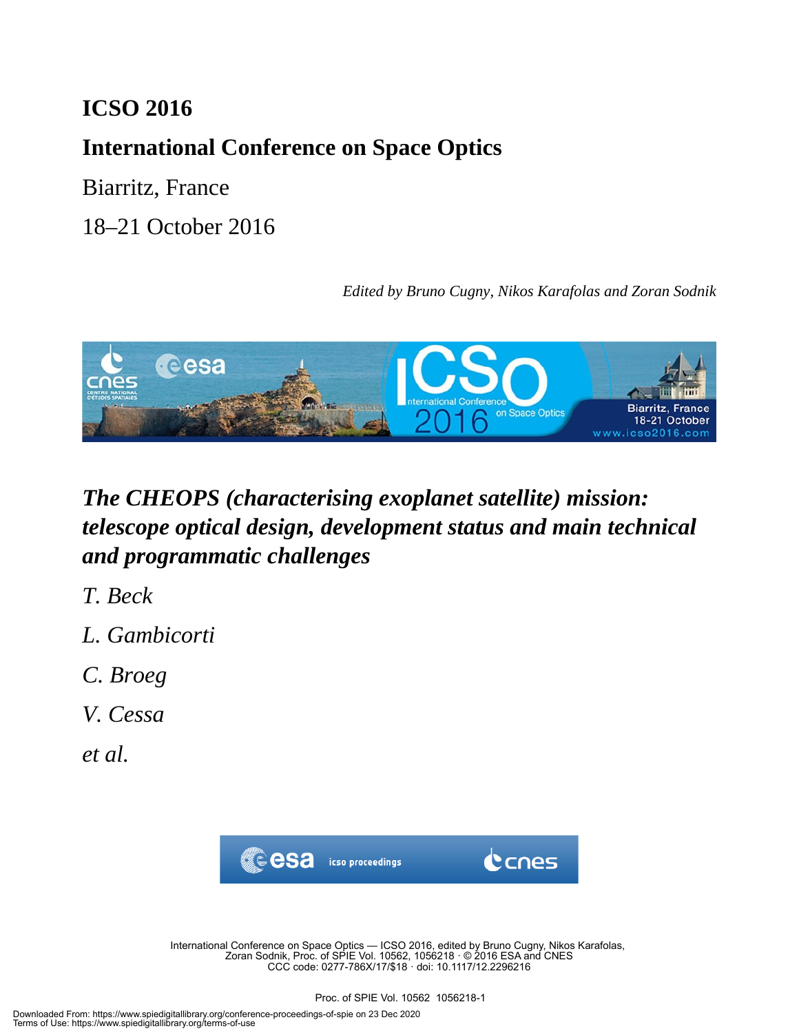# ICSO 2016

# International Conference on Space Optics

Biarritz, France

18–21 October 2016

*Edited by Bruno Cugny, Nikos Karafolas and Zoran Sodnik*

## *The CHEOPS (characterising exoplanet satellite) mission: telescope optical design, development status and main technical and programmatic challenges*

*T. Beck*

*L. Gambicorti*

*C. Broeg*

*V. Cessa*

*et al.*

International Conference on Space Optics — ICSO 2016, edited by Bruno Cugny, Nikos Karafolas, Zoran Sodnik, Proc. of SPIE Vol. 10562, 1056218 · © 2016 ESA and CNES
CCC code: 0277-786X/17/$18 · doi: 10.1117/12.2296216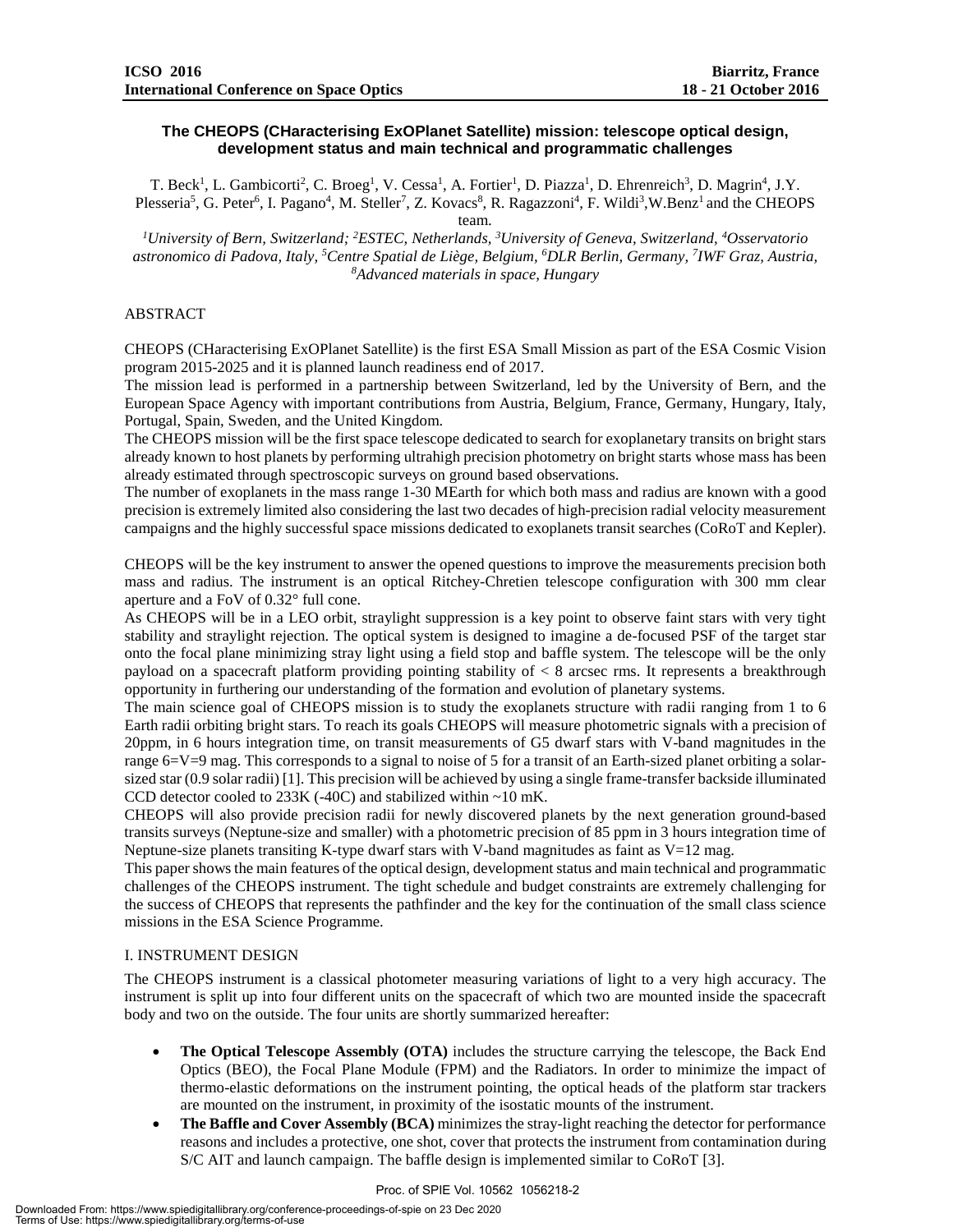# The CHEOPS (CHaracterising ExOPlanet Satellite) mission: telescope optical design, development status and main technical and programmatic challenges

T. Beck[1], L. Gambicorti[2], C. Broeg[1], V. Cessa[1], A. Fortier[1], D. Piazza[1], D. Ehrenreich[3], D. Magrin[4], J.Y. Plesseria[5], G. Peter[6], I. Pagano[4], M. Steller[7], Z. Kovacs[8], R. Ragazzoni[4], F. Wildi[3],W.Benz[1] and the CHEOPS team.

*[1]University of Bern, Switzerland; [2]ESTEC, Netherlands, [3]University of Geneva, Switzerland, [4]Osservatorio astronomico di Padova, Italy, [5]Centre Spatial de Liège, Belgium, [6]DLR Berlin, Germany, [7]IWF Graz, Austria, [8]Advanced materials in space, Hungary*

ABSTRACT

CHEOPS (CHaracterising ExOPlanet Satellite) is the first ESA Small Mission as part of the ESA Cosmic Vision program 2015-2025 and it is planned launch readiness end of 2017.

The mission lead is performed in a partnership between Switzerland, led by the University of Bern, and the European Space Agency with important contributions from Austria, Belgium, France, Germany, Hungary, Italy, Portugal, Spain, Sweden, and the United Kingdom.

The CHEOPS mission will be the first space telescope dedicated to search for exoplanetary transits on bright stars already known to host planets by performing ultrahigh precision photometry on bright starts whose mass has been already estimated through spectroscopic surveys on ground based observations.

The number of exoplanets in the mass range 1-30 MEarth for which both mass and radius are known with a good precision is extremely limited also considering the last two decades of high-precision radial velocity measurement campaigns and the highly successful space missions dedicated to exoplanets transit searches (CoRoT and Kepler).

CHEOPS will be the key instrument to answer the opened questions to improve the measurements precision both mass and radius. The instrument is an optical Ritchey-Chretien telescope configuration with 300 mm clear aperture and a FoV of 0.32° full cone.

As CHEOPS will be in a LEO orbit, straylight suppression is a key point to observe faint stars with very tight stability and straylight rejection. The optical system is designed to imagine a de-focused PSF of the target star onto the focal plane minimizing stray light using a field stop and baffle system. The telescope will be the only payload on a spacecraft platform providing pointing stability of < 8 arcsec rms. It represents a breakthrough opportunity in furthering our understanding of the formation and evolution of planetary systems.

The main science goal of CHEOPS mission is to study the exoplanets structure with radii ranging from 1 to 6 Earth radii orbiting bright stars. To reach its goals CHEOPS will measure photometric signals with a precision of 20ppm, in 6 hours integration time, on transit measurements of G5 dwarf stars with V-band magnitudes in the range 6=V=9 mag. This corresponds to a signal to noise of 5 for a transit of an Earth-sized planet orbiting a solar-sized star (0.9 solar radii) [1]. This precision will be achieved by using a single frame-transfer backside illuminated CCD detector cooled to 233K (-40C) and stabilized within ~10 mK.

CHEOPS will also provide precision radii for newly discovered planets by the next generation ground-based transits surveys (Neptune-size and smaller) with a photometric precision of 85 ppm in 3 hours integration time of Neptune-size planets transiting K-type dwarf stars with V-band magnitudes as faint as V=12 mag.

This paper shows the main features of the optical design, development status and main technical and programmatic challenges of the CHEOPS instrument. The tight schedule and budget constraints are extremely challenging for the success of CHEOPS that represents the pathfinder and the key for the continuation of the small class science missions in the ESA Science Programme.

## I. INSTRUMENT DESIGN

The CHEOPS instrument is a classical photometer measuring variations of light to a very high accuracy. The instrument is split up into four different units on the spacecraft of which two are mounted inside the spacecraft body and two on the outside. The four units are shortly summarized hereafter:

- **The Optical Telescope Assembly (OTA)** includes the structure carrying the telescope, the Back End Optics (BEO), the Focal Plane Module (FPM) and the Radiators. In order to minimize the impact of thermo-elastic deformations on the instrument pointing, the optical heads of the platform star trackers are mounted on the instrument, in proximity of the isostatic mounts of the instrument.
- **The Baffle and Cover Assembly (BCA)** minimizes the stray-light reaching the detector for performance reasons and includes a protective, one shot, cover that protects the instrument from contamination during S/C AIT and launch campaign. The baffle design is implemented similar to CoRoT [3].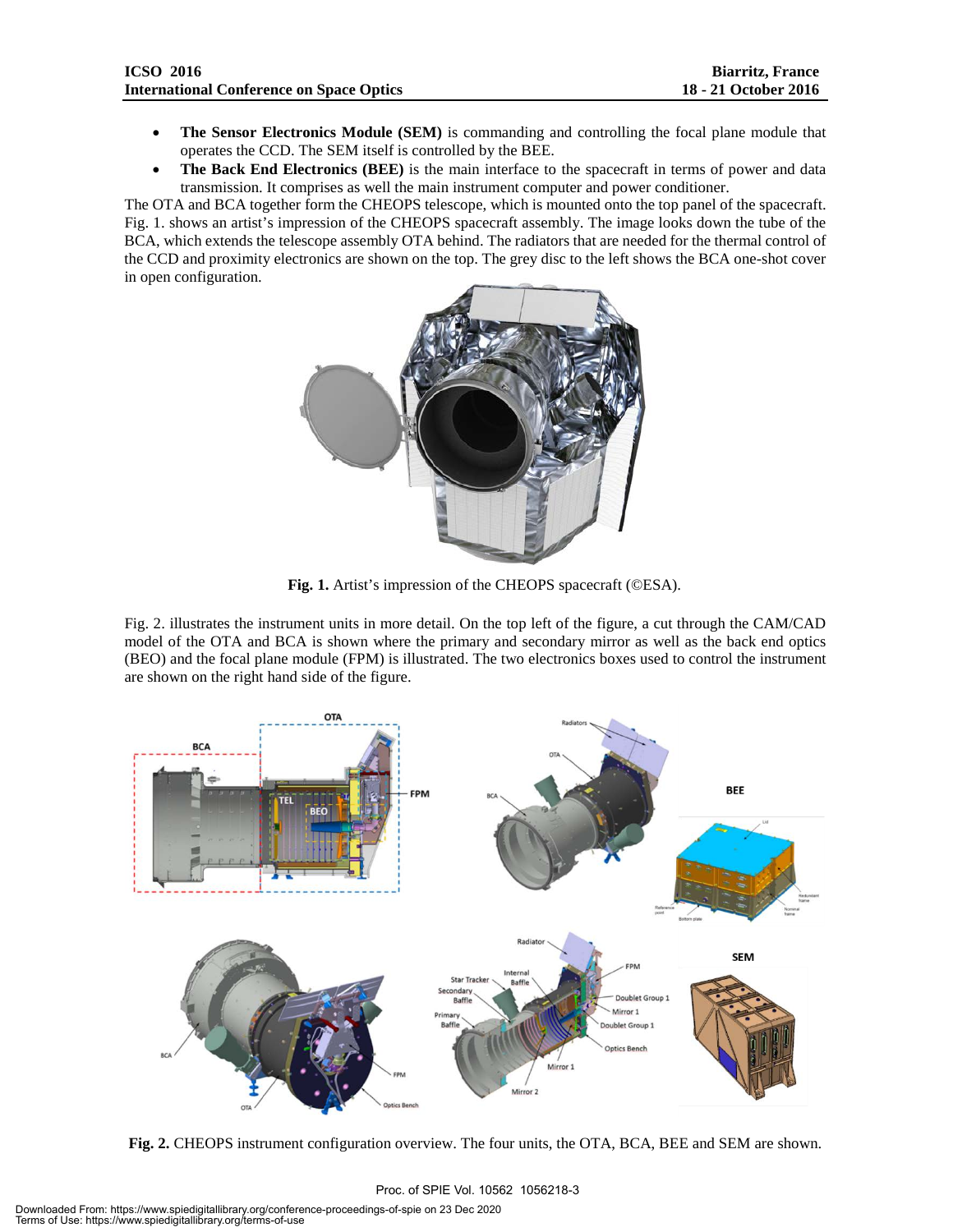- **The Sensor Electronics Module (SEM)** is commanding and controlling the focal plane module that operates the CCD. The SEM itself is controlled by the BEE.
- **The Back End Electronics (BEE)** is the main interface to the spacecraft in terms of power and data transmission. It comprises as well the main instrument computer and power conditioner.

The OTA and BCA together form the CHEOPS telescope, which is mounted onto the top panel of the spacecraft. Fig. 1. shows an artist's impression of the CHEOPS spacecraft assembly. The image looks down the tube of the BCA, which extends the telescope assembly OTA behind. The radiators that are needed for the thermal control of the CCD and proximity electronics are shown on the top. The grey disc to the left shows the BCA one-shot cover in open configuration.

**Fig. 1.** Artist's impression of the CHEOPS spacecraft (©ESA).

Fig. 2. illustrates the instrument units in more detail. On the top left of the figure, a cut through the CAM/CAD model of the OTA and BCA is shown where the primary and secondary mirror as well as the back end optics (BEO) and the focal plane module (FPM) is illustrated. The two electronics boxes used to control the instrument are shown on the right hand side of the figure.

**Fig. 2.** CHEOPS instrument configuration overview. The four units, the OTA, BCA, BEE and SEM are shown.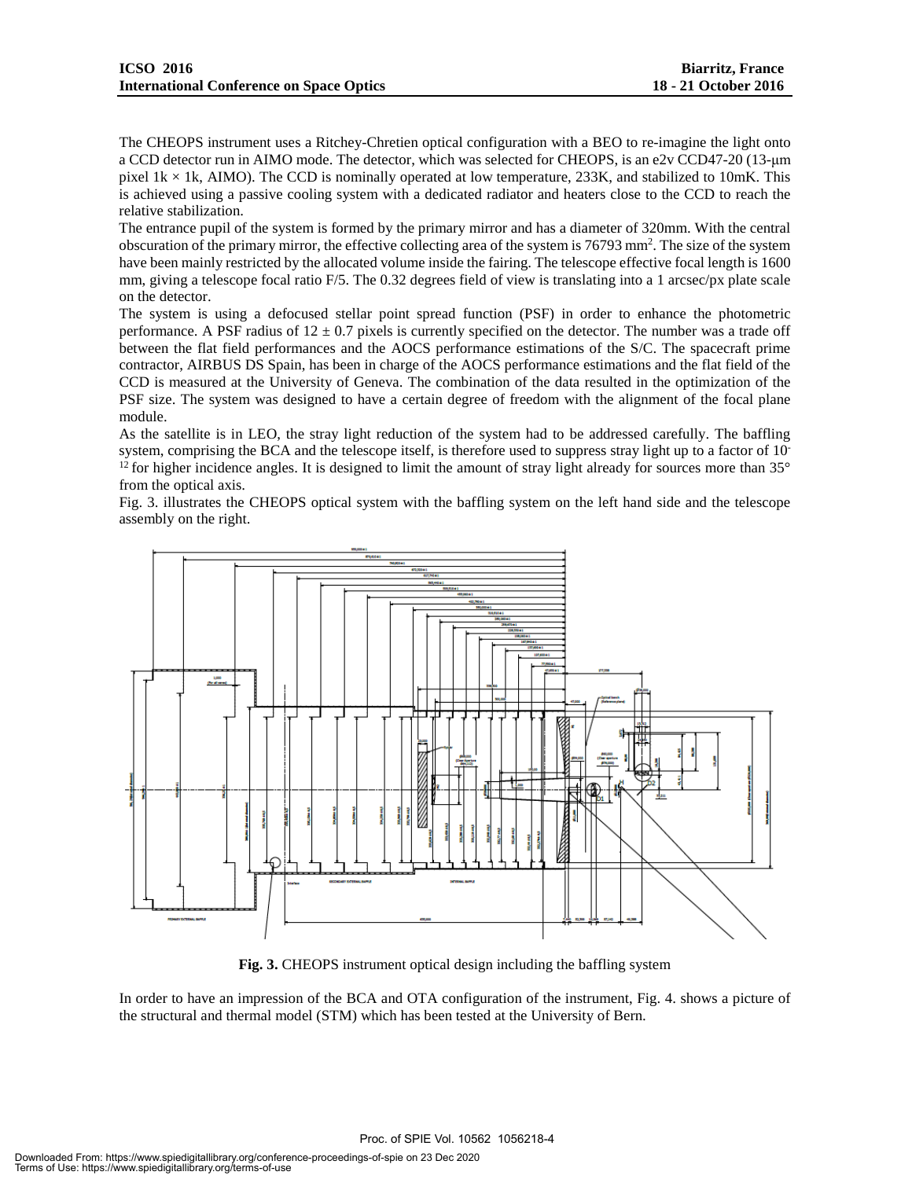The CHEOPS instrument uses a Ritchey-Chretien optical configuration with a BEO to re-imagine the light onto a CCD detector run in AIMO mode. The detector, which was selected for CHEOPS, is an e2v CCD47-20 (13-μm pixel 1k × 1k, AIMO). The CCD is nominally operated at low temperature, 233K, and stabilized to 10mK. This is achieved using a passive cooling system with a dedicated radiator and heaters close to the CCD to reach the relative stabilization.

The entrance pupil of the system is formed by the primary mirror and has a diameter of 320mm. With the central obscuration of the primary mirror, the effective collecting area of the system is 76793 mm$^2$. The size of the system have been mainly restricted by the allocated volume inside the fairing. The telescope effective focal length is 1600 mm, giving a telescope focal ratio F/5. The 0.32 degrees field of view is translating into a 1 arcsec/px plate scale on the detector.

The system is using a defocused stellar point spread function (PSF) in order to enhance the photometric performance. A PSF radius of $12 \pm 0.7$ pixels is currently specified on the detector. The number was a trade off between the flat field performances and the AOCS performance estimations of the S/C. The spacecraft prime contractor, AIRBUS DS Spain, has been in charge of the AOCS performance estimations and the flat field of the CCD is measured at the University of Geneva. The combination of the data resulted in the optimization of the PSF size. The system was designed to have a certain degree of freedom with the alignment of the focal plane module.

As the satellite is in LEO, the stray light reduction of the system had to be addressed carefully. The baffling system, comprising the BCA and the telescope itself, is therefore used to suppress stray light up to a factor of $10^{-12}$ for higher incidence angles. It is designed to limit the amount of stray light already for sources more than 35° from the optical axis.

Fig. 3. illustrates the CHEOPS optical system with the baffling system on the left hand side and the telescope assembly on the right.

**Fig. 3.** CHEOPS instrument optical design including the baffling system

In order to have an impression of the BCA and OTA configuration of the instrument, Fig. 4. shows a picture of the structural and thermal model (STM) which has been tested at the University of Bern.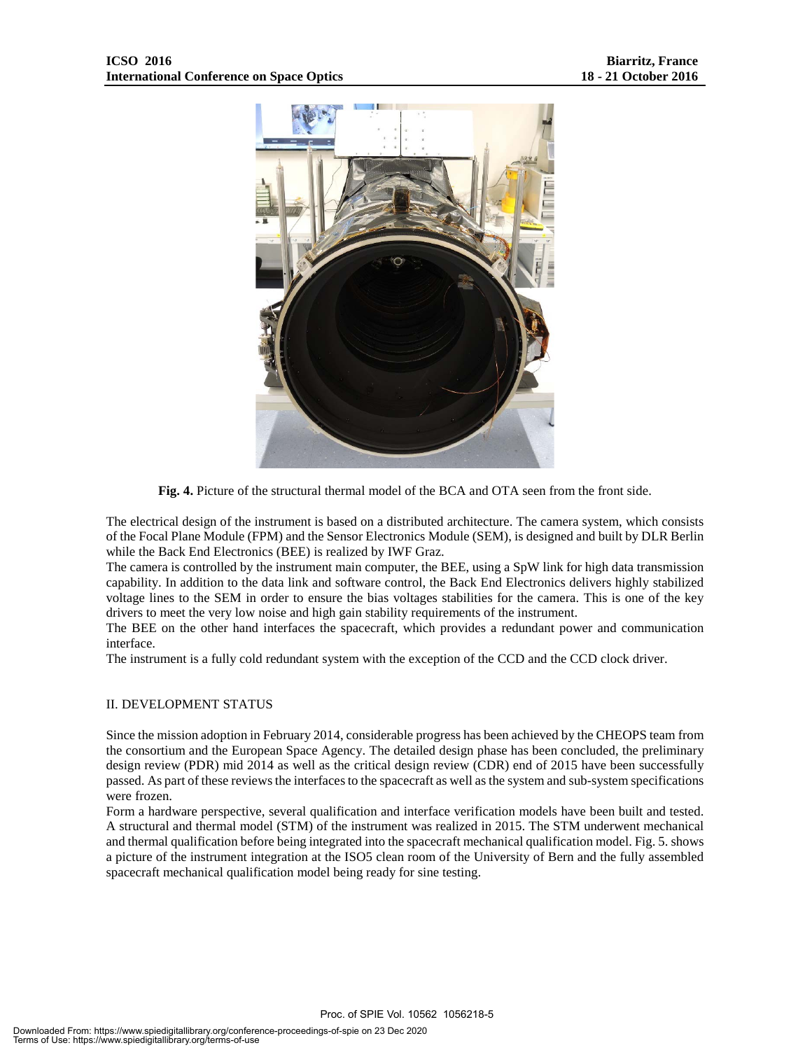**Fig. 4.** Picture of the structural thermal model of the BCA and OTA seen from the front side.

The electrical design of the instrument is based on a distributed architecture. The camera system, which consists of the Focal Plane Module (FPM) and the Sensor Electronics Module (SEM), is designed and built by DLR Berlin while the Back End Electronics (BEE) is realized by IWF Graz.

The camera is controlled by the instrument main computer, the BEE, using a SpW link for high data transmission capability. In addition to the data link and software control, the Back End Electronics delivers highly stabilized voltage lines to the SEM in order to ensure the bias voltages stabilities for the camera. This is one of the key drivers to meet the very low noise and high gain stability requirements of the instrument.

The BEE on the other hand interfaces the spacecraft, which provides a redundant power and communication interface.

The instrument is a fully cold redundant system with the exception of the CCD and the CCD clock driver.

## II. DEVELOPMENT STATUS

Since the mission adoption in February 2014, considerable progress has been achieved by the CHEOPS team from the consortium and the European Space Agency. The detailed design phase has been concluded, the preliminary design review (PDR) mid 2014 as well as the critical design review (CDR) end of 2015 have been successfully passed. As part of these reviews the interfaces to the spacecraft as well as the system and sub-system specifications were frozen.

Form a hardware perspective, several qualification and interface verification models have been built and tested. A structural and thermal model (STM) of the instrument was realized in 2015. The STM underwent mechanical and thermal qualification before being integrated into the spacecraft mechanical qualification model. Fig. 5. shows a picture of the instrument integration at the ISO5 clean room of the University of Bern and the fully assembled spacecraft mechanical qualification model being ready for sine testing.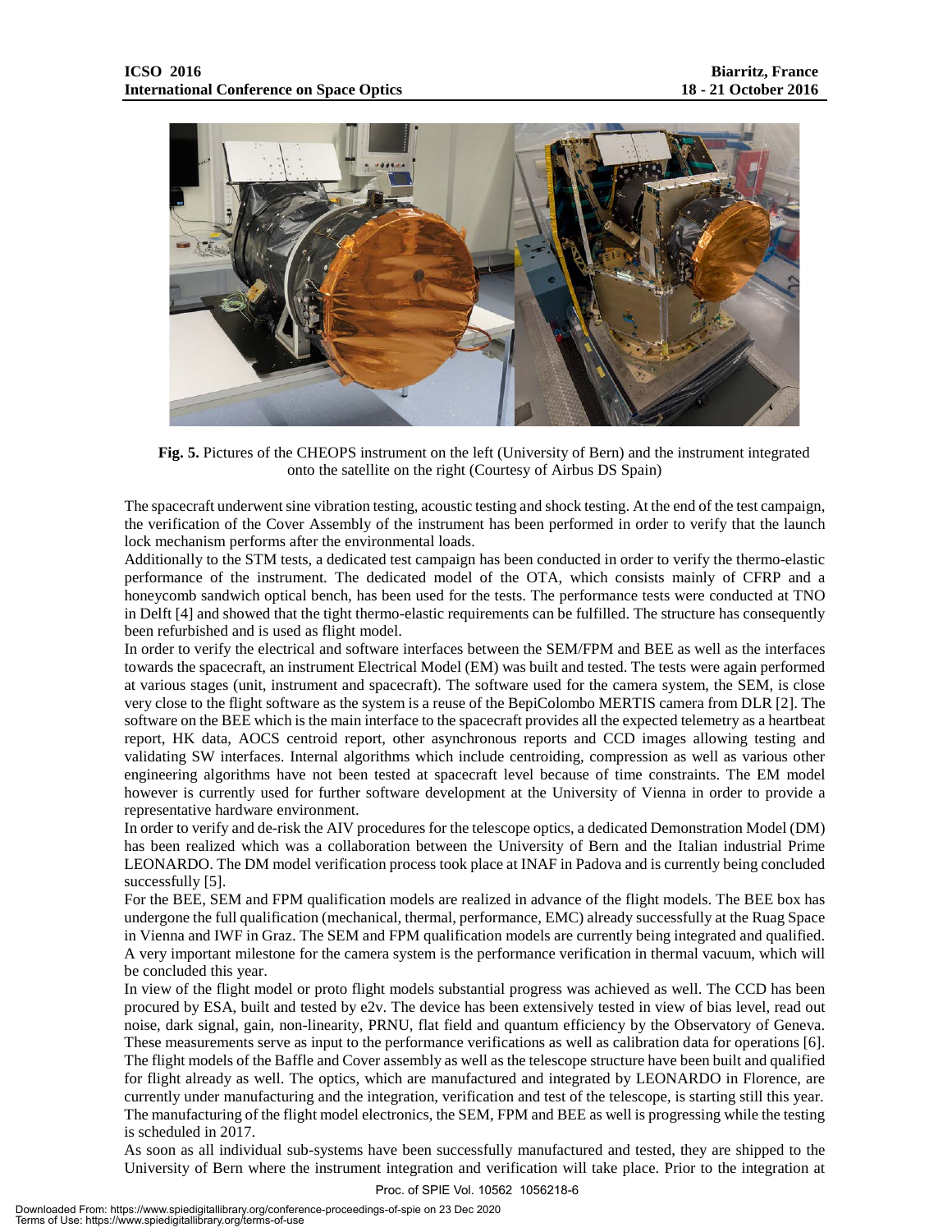**Fig. 5.** Pictures of the CHEOPS instrument on the left (University of Bern) and the instrument integrated onto the satellite on the right (Courtesy of Airbus DS Spain)

The spacecraft underwent sine vibration testing, acoustic testing and shock testing. At the end of the test campaign, the verification of the Cover Assembly of the instrument has been performed in order to verify that the launch lock mechanism performs after the environmental loads.

Additionally to the STM tests, a dedicated test campaign has been conducted in order to verify the thermo-elastic performance of the instrument. The dedicated model of the OTA, which consists mainly of CFRP and a honeycomb sandwich optical bench, has been used for the tests. The performance tests were conducted at TNO in Delft [4] and showed that the tight thermo-elastic requirements can be fulfilled. The structure has consequently been refurbished and is used as flight model.

In order to verify the electrical and software interfaces between the SEM/FPM and BEE as well as the interfaces towards the spacecraft, an instrument Electrical Model (EM) was built and tested. The tests were again performed at various stages (unit, instrument and spacecraft). The software used for the camera system, the SEM, is close very close to the flight software as the system is a reuse of the BepiColombo MERTIS camera from DLR [2]. The software on the BEE which is the main interface to the spacecraft provides all the expected telemetry as a heartbeat report, HK data, AOCS centroid report, other asynchronous reports and CCD images allowing testing and validating SW interfaces. Internal algorithms which include centroiding, compression as well as various other engineering algorithms have not been tested at spacecraft level because of time constraints. The EM model however is currently used for further software development at the University of Vienna in order to provide a representative hardware environment.

In order to verify and de-risk the AIV procedures for the telescope optics, a dedicated Demonstration Model (DM) has been realized which was a collaboration between the University of Bern and the Italian industrial Prime LEONARDO. The DM model verification process took place at INAF in Padova and is currently being concluded successfully [5].

For the BEE, SEM and FPM qualification models are realized in advance of the flight models. The BEE box has undergone the full qualification (mechanical, thermal, performance, EMC) already successfully at the Ruag Space in Vienna and IWF in Graz. The SEM and FPM qualification models are currently being integrated and qualified. A very important milestone for the camera system is the performance verification in thermal vacuum, which will be concluded this year.

In view of the flight model or proto flight models substantial progress was achieved as well. The CCD has been procured by ESA, built and tested by e2v. The device has been extensively tested in view of bias level, read out noise, dark signal, gain, non-linearity, PRNU, flat field and quantum efficiency by the Observatory of Geneva. These measurements serve as input to the performance verifications as well as calibration data for operations [6]. The flight models of the Baffle and Cover assembly as well as the telescope structure have been built and qualified for flight already as well. The optics, which are manufactured and integrated by LEONARDO in Florence, are currently under manufacturing and the integration, verification and test of the telescope, is starting still this year. The manufacturing of the flight model electronics, the SEM, FPM and BEE as well is progressing while the testing is scheduled in 2017.

As soon as all individual sub-systems have been successfully manufactured and tested, they are shipped to the University of Bern where the instrument integration and verification will take place. Prior to the integration at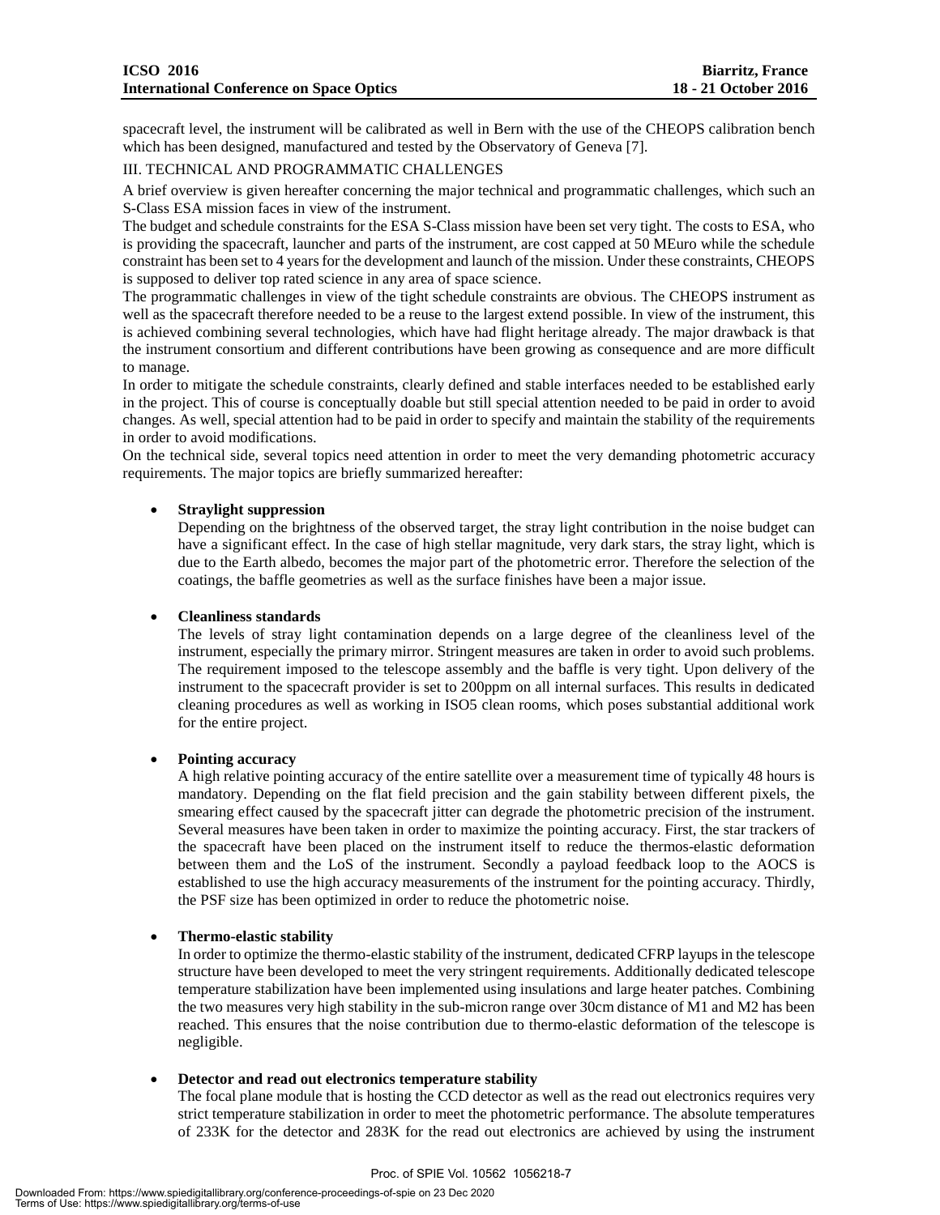spacecraft level, the instrument will be calibrated as well in Bern with the use of the CHEOPS calibration bench which has been designed, manufactured and tested by the Observatory of Geneva [7].

## III. TECHNICAL AND PROGRAMMATIC CHALLENGES

A brief overview is given hereafter concerning the major technical and programmatic challenges, which such an S-Class ESA mission faces in view of the instrument.

The budget and schedule constraints for the ESA S-Class mission have been set very tight. The costs to ESA, who is providing the spacecraft, launcher and parts of the instrument, are cost capped at 50 MEuro while the schedule constraint has been set to 4 years for the development and launch of the mission. Under these constraints, CHEOPS is supposed to deliver top rated science in any area of space science.

The programmatic challenges in view of the tight schedule constraints are obvious. The CHEOPS instrument as well as the spacecraft therefore needed to be a reuse to the largest extend possible. In view of the instrument, this is achieved combining several technologies, which have had flight heritage already. The major drawback is that the instrument consortium and different contributions have been growing as consequence and are more difficult to manage.

In order to mitigate the schedule constraints, clearly defined and stable interfaces needed to be established early in the project. This of course is conceptually doable but still special attention needed to be paid in order to avoid changes. As well, special attention had to be paid in order to specify and maintain the stability of the requirements in order to avoid modifications.

On the technical side, several topics need attention in order to meet the very demanding photometric accuracy requirements. The major topics are briefly summarized hereafter:

- **Straylight suppression**
  Depending on the brightness of the observed target, the stray light contribution in the noise budget can have a significant effect. In the case of high stellar magnitude, very dark stars, the stray light, which is due to the Earth albedo, becomes the major part of the photometric error. Therefore the selection of the coatings, the baffle geometries as well as the surface finishes have been a major issue.

- **Cleanliness standards**
  The levels of stray light contamination depends on a large degree of the cleanliness level of the instrument, especially the primary mirror. Stringent measures are taken in order to avoid such problems. The requirement imposed to the telescope assembly and the baffle is very tight. Upon delivery of the instrument to the spacecraft provider is set to 200ppm on all internal surfaces. This results in dedicated cleaning procedures as well as working in ISO5 clean rooms, which poses substantial additional work for the entire project.

- **Pointing accuracy**
  A high relative pointing accuracy of the entire satellite over a measurement time of typically 48 hours is mandatory. Depending on the flat field precision and the gain stability between different pixels, the smearing effect caused by the spacecraft jitter can degrade the photometric precision of the instrument. Several measures have been taken in order to maximize the pointing accuracy. First, the star trackers of the spacecraft have been placed on the instrument itself to reduce the thermos-elastic deformation between them and the LoS of the instrument. Secondly a payload feedback loop to the AOCS is established to use the high accuracy measurements of the instrument for the pointing accuracy. Thirdly, the PSF size has been optimized in order to reduce the photometric noise.

- **Thermo-elastic stability**
  In order to optimize the thermo-elastic stability of the instrument, dedicated CFRP layups in the telescope structure have been developed to meet the very stringent requirements. Additionally dedicated telescope temperature stabilization have been implemented using insulations and large heater patches. Combining the two measures very high stability in the sub-micron range over 30cm distance of M1 and M2 has been reached. This ensures that the noise contribution due to thermo-elastic deformation of the telescope is negligible.

- **Detector and read out electronics temperature stability**
  The focal plane module that is hosting the CCD detector as well as the read out electronics requires very strict temperature stabilization in order to meet the photometric performance. The absolute temperatures of 233K for the detector and 283K for the read out electronics are achieved by using the instrument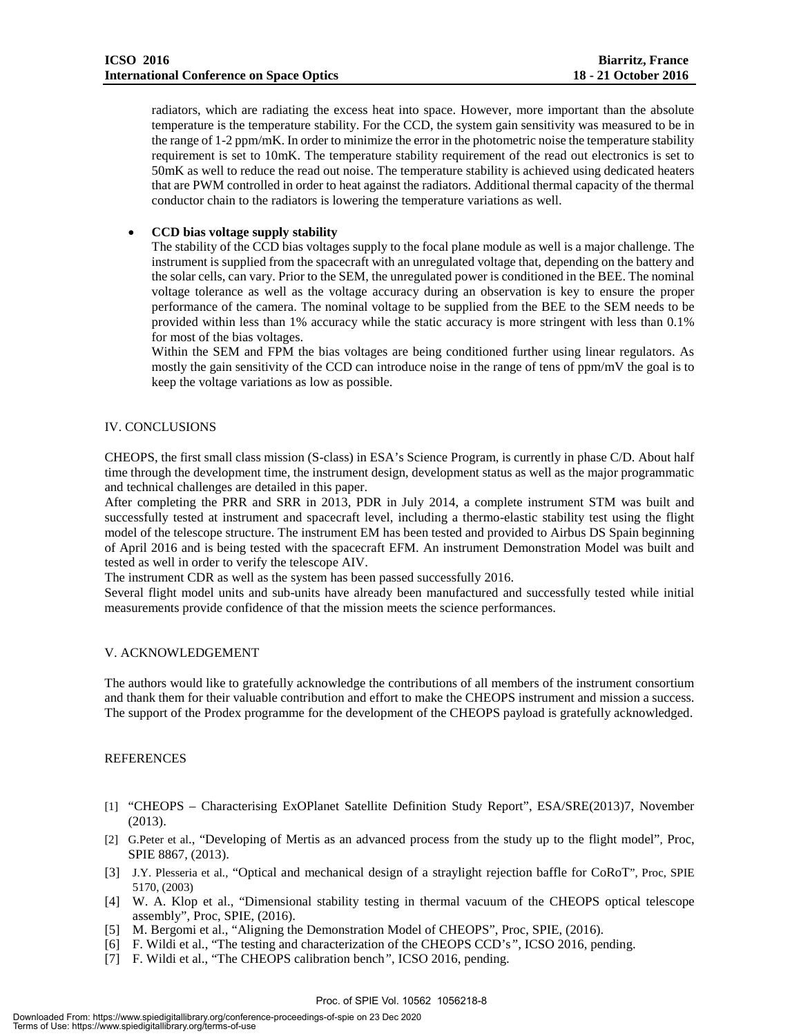radiators, which are radiating the excess heat into space. However, more important than the absolute temperature is the temperature stability. For the CCD, the system gain sensitivity was measured to be in the range of 1-2 ppm/mK. In order to minimize the error in the photometric noise the temperature stability requirement is set to 10mK. The temperature stability requirement of the read out electronics is set to 50mK as well to reduce the read out noise. The temperature stability is achieved using dedicated heaters that are PWM controlled in order to heat against the radiators. Additional thermal capacity of the thermal conductor chain to the radiators is lowering the temperature variations as well.

- **CCD bias voltage supply stability**
  The stability of the CCD bias voltages supply to the focal plane module as well is a major challenge. The instrument is supplied from the spacecraft with an unregulated voltage that, depending on the battery and the solar cells, can vary. Prior to the SEM, the unregulated power is conditioned in the BEE. The nominal voltage tolerance as well as the voltage accuracy during an observation is key to ensure the proper performance of the camera. The nominal voltage to be supplied from the BEE to the SEM needs to be provided within less than 1% accuracy while the static accuracy is more stringent with less than 0.1% for most of the bias voltages.
  Within the SEM and FPM the bias voltages are being conditioned further using linear regulators. As mostly the gain sensitivity of the CCD can introduce noise in the range of tens of ppm/mV the goal is to keep the voltage variations as low as possible.

## IV. CONCLUSIONS

CHEOPS, the first small class mission (S-class) in ESA's Science Program, is currently in phase C/D. About half time through the development time, the instrument design, development status as well as the major programmatic and technical challenges are detailed in this paper.
After completing the PRR and SRR in 2013, PDR in July 2014, a complete instrument STM was built and successfully tested at instrument and spacecraft level, including a thermo-elastic stability test using the flight model of the telescope structure. The instrument EM has been tested and provided to Airbus DS Spain beginning of April 2016 and is being tested with the spacecraft EFM. An instrument Demonstration Model was built and tested as well in order to verify the telescope AIV.
The instrument CDR as well as the system has been passed successfully 2016.
Several flight model units and sub-units have already been manufactured and successfully tested while initial measurements provide confidence of that the mission meets the science performances.

## V. ACKNOWLEDGEMENT

The authors would like to gratefully acknowledge the contributions of all members of the instrument consortium and thank them for their valuable contribution and effort to make the CHEOPS instrument and mission a success. The support of the Prodex programme for the development of the CHEOPS payload is gratefully acknowledged.

## REFERENCES

[1] "CHEOPS – Characterising ExOPlanet Satellite Definition Study Report", ESA/SRE(2013)7, November (2013).
[2] G.Peter et al., "Developing of Mertis as an advanced process from the study up to the flight model", Proc, SPIE 8867, (2013).
[3] J.Y. Plesseria et al., "Optical and mechanical design of a straylight rejection baffle for CoRoT", Proc, SPIE 5170, (2003)
[4] W. A. Klop et al., "Dimensional stability testing in thermal vacuum of the CHEOPS optical telescope assembly", Proc, SPIE, (2016).
[5] M. Bergomi et al., "Aligning the Demonstration Model of CHEOPS", Proc, SPIE, (2016).
[6] F. Wildi et al., "The testing and characterization of the CHEOPS CCD's", ICSO 2016, pending.
[7] F. Wildi et al., "The CHEOPS calibration bench", ICSO 2016, pending.